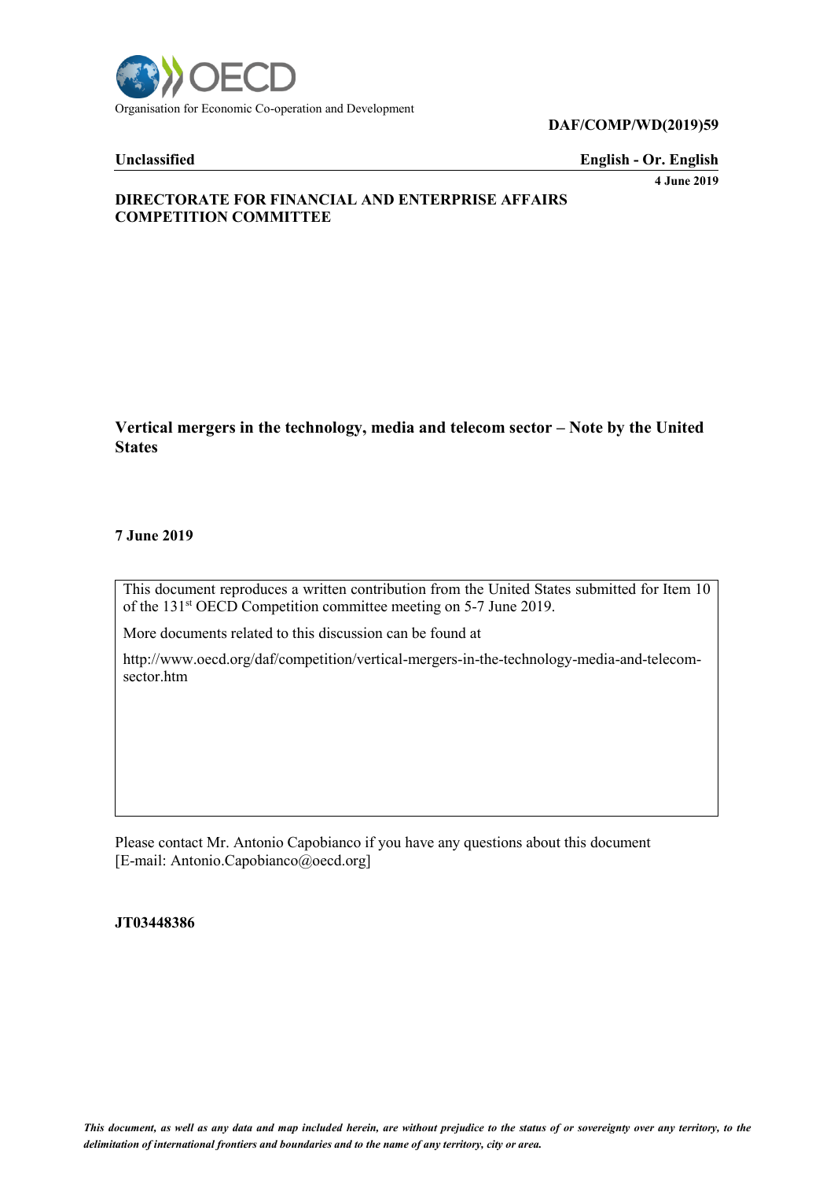Organisation for Economic Co-operation and Development

**DAF/COMP/WD(2019)59**

**Unclassified** **English - Or. English**

**4 June 2019**

**DIRECTORATE FOR FINANCIAL AND ENTERPRISE AFFAIRS**
**COMPETITION COMMITTEE**

# Vertical mergers in the technology, media and telecom sector – Note by the United States

**7 June 2019**

This document reproduces a written contribution from the United States submitted for Item 10 of the 131st OECD Competition committee meeting on 5-7 June 2019.

More documents related to this discussion can be found at

http://www.oecd.org/daf/competition/vertical-mergers-in-the-technology-media-and-telecom-sector.htm

Please contact Mr. Antonio Capobianco if you have any questions about this document [E-mail: Antonio.Capobianco@oecd.org]

**JT03448386**

*This document, as well as any data and map included herein, are without prejudice to the status of or sovereignty over any territory, to the delimitation of international frontiers and boundaries and to the name of any territory, city or area.*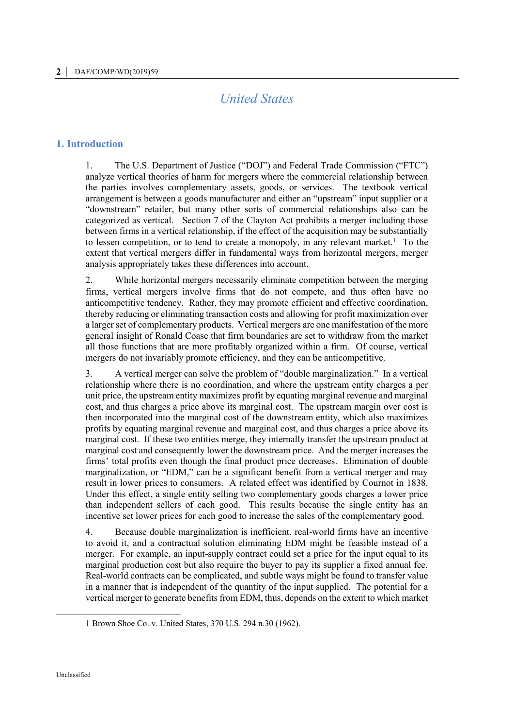# United States

## 1. Introduction

1. The U.S. Department of Justice ("DOJ") and Federal Trade Commission ("FTC") analyze vertical theories of harm for mergers where the commercial relationship between the parties involves complementary assets, goods, or services. The textbook vertical arrangement is between a goods manufacturer and either an "upstream" input supplier or a "downstream" retailer, but many other sorts of commercial relationships also can be categorized as vertical. Section 7 of the Clayton Act prohibits a merger including those between firms in a vertical relationship, if the effect of the acquisition may be substantially to lessen competition, or to tend to create a monopoly, in any relevant market.[1] To the extent that vertical mergers differ in fundamental ways from horizontal mergers, merger analysis appropriately takes these differences into account.

2. While horizontal mergers necessarily eliminate competition between the merging firms, vertical mergers involve firms that do not compete, and thus often have no anticompetitive tendency. Rather, they may promote efficient and effective coordination, thereby reducing or eliminating transaction costs and allowing for profit maximization over a larger set of complementary products. Vertical mergers are one manifestation of the more general insight of Ronald Coase that firm boundaries are set to withdraw from the market all those functions that are more profitably organized within a firm. Of course, vertical mergers do not invariably promote efficiency, and they can be anticompetitive.

3. A vertical merger can solve the problem of "double marginalization." In a vertical relationship where there is no coordination, and where the upstream entity charges a per unit price, the upstream entity maximizes profit by equating marginal revenue and marginal cost, and thus charges a price above its marginal cost. The upstream margin over cost is then incorporated into the marginal cost of the downstream entity, which also maximizes profits by equating marginal revenue and marginal cost, and thus charges a price above its marginal cost. If these two entities merge, they internally transfer the upstream product at marginal cost and consequently lower the downstream price. And the merger increases the firms' total profits even though the final product price decreases. Elimination of double marginalization, or "EDM," can be a significant benefit from a vertical merger and may result in lower prices to consumers. A related effect was identified by Cournot in 1838. Under this effect, a single entity selling two complementary goods charges a lower price than independent sellers of each good. This results because the single entity has an incentive set lower prices for each good to increase the sales of the complementary good.

4. Because double marginalization is inefficient, real-world firms have an incentive to avoid it, and a contractual solution eliminating EDM might be feasible instead of a merger. For example, an input-supply contract could set a price for the input equal to its marginal production cost but also require the buyer to pay its supplier a fixed annual fee. Real-world contracts can be complicated, and subtle ways might be found to transfer value in a manner that is independent of the quantity of the input supplied. The potential for a vertical merger to generate benefits from EDM, thus, depends on the extent to which market

---

1 Brown Shoe Co. v. United States, 370 U.S. 294 n.30 (1962).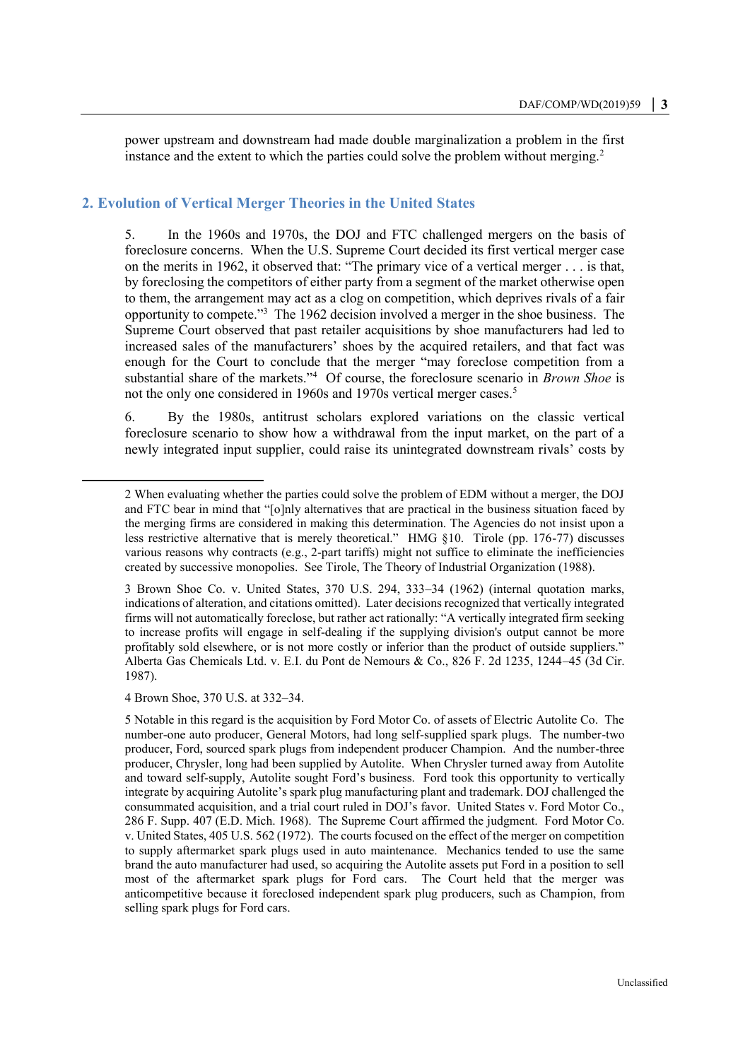power upstream and downstream had made double marginalization a problem in the first instance and the extent to which the parties could solve the problem without merging.[2]

## 2. Evolution of Vertical Merger Theories in the United States

5. In the 1960s and 1970s, the DOJ and FTC challenged mergers on the basis of foreclosure concerns. When the U.S. Supreme Court decided its first vertical merger case on the merits in 1962, it observed that: "The primary vice of a vertical merger . . . is that, by foreclosing the competitors of either party from a segment of the market otherwise open to them, the arrangement may act as a clog on competition, which deprives rivals of a fair opportunity to compete."[3] The 1962 decision involved a merger in the shoe business. The Supreme Court observed that past retailer acquisitions by shoe manufacturers had led to increased sales of the manufacturers' shoes by the acquired retailers, and that fact was enough for the Court to conclude that the merger "may foreclose competition from a substantial share of the markets."[4] Of course, the foreclosure scenario in *Brown Shoe* is not the only one considered in 1960s and 1970s vertical merger cases.[5]

6. By the 1980s, antitrust scholars explored variations on the classic vertical foreclosure scenario to show how a withdrawal from the input market, on the part of a newly integrated input supplier, could raise its unintegrated downstream rivals' costs by

---

2 When evaluating whether the parties could solve the problem of EDM without a merger, the DOJ and FTC bear in mind that "[o]nly alternatives that are practical in the business situation faced by the merging firms are considered in making this determination. The Agencies do not insist upon a less restrictive alternative that is merely theoretical." HMG §10. Tirole (pp. 176-77) discusses various reasons why contracts (e.g., 2-part tariffs) might not suffice to eliminate the inefficiencies created by successive monopolies. See Tirole, The Theory of Industrial Organization (1988).

3 Brown Shoe Co. v. United States, 370 U.S. 294, 333–34 (1962) (internal quotation marks, indications of alteration, and citations omitted). Later decisions recognized that vertically integrated firms will not automatically foreclose, but rather act rationally: "A vertically integrated firm seeking to increase profits will engage in self-dealing if the supplying division's output cannot be more profitably sold elsewhere, or is not more costly or inferior than the product of outside suppliers." Alberta Gas Chemicals Ltd. v. E.I. du Pont de Nemours & Co., 826 F. 2d 1235, 1244–45 (3d Cir. 1987).

4 Brown Shoe, 370 U.S. at 332–34.

5 Notable in this regard is the acquisition by Ford Motor Co. of assets of Electric Autolite Co. The number-one auto producer, General Motors, had long self-supplied spark plugs. The number-two producer, Ford, sourced spark plugs from independent producer Champion. And the number-three producer, Chrysler, long had been supplied by Autolite. When Chrysler turned away from Autolite and toward self-supply, Autolite sought Ford's business. Ford took this opportunity to vertically integrate by acquiring Autolite's spark plug manufacturing plant and trademark. DOJ challenged the consummated acquisition, and a trial court ruled in DOJ's favor. United States v. Ford Motor Co., 286 F. Supp. 407 (E.D. Mich. 1968). The Supreme Court affirmed the judgment. Ford Motor Co. v. United States, 405 U.S. 562 (1972). The courts focused on the effect of the merger on competition to supply aftermarket spark plugs used in auto maintenance. Mechanics tended to use the same brand the auto manufacturer had used, so acquiring the Autolite assets put Ford in a position to sell most of the aftermarket spark plugs for Ford cars. The Court held that the merger was anticompetitive because it foreclosed independent spark plug producers, such as Champion, from selling spark plugs for Ford cars.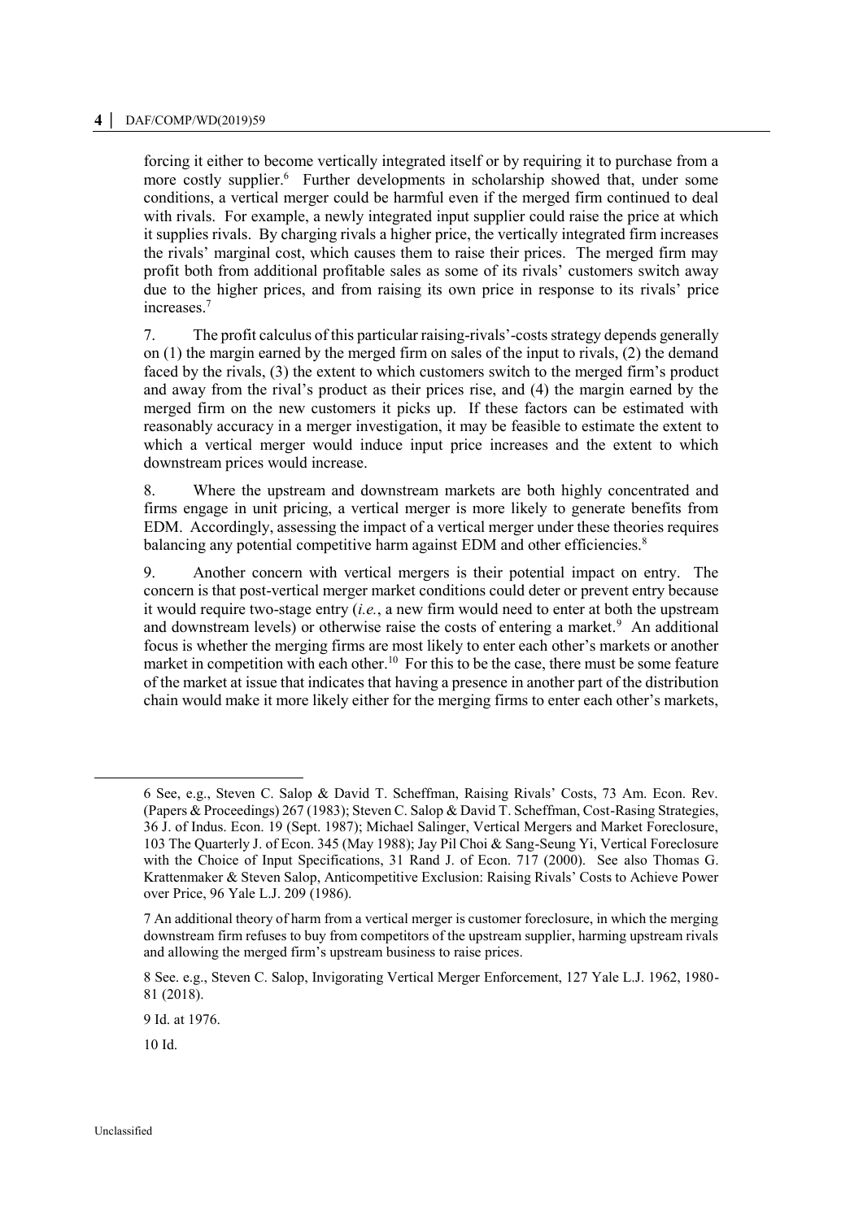forcing it either to become vertically integrated itself or by requiring it to purchase from a more costly supplier.[6] Further developments in scholarship showed that, under some conditions, a vertical merger could be harmful even if the merged firm continued to deal with rivals. For example, a newly integrated input supplier could raise the price at which it supplies rivals. By charging rivals a higher price, the vertically integrated firm increases the rivals' marginal cost, which causes them to raise their prices. The merged firm may profit both from additional profitable sales as some of its rivals' customers switch away due to the higher prices, and from raising its own price in response to its rivals' price increases.[7]

7. The profit calculus of this particular raising-rivals'-costs strategy depends generally on (1) the margin earned by the merged firm on sales of the input to rivals, (2) the demand faced by the rivals, (3) the extent to which customers switch to the merged firm's product and away from the rival's product as their prices rise, and (4) the margin earned by the merged firm on the new customers it picks up. If these factors can be estimated with reasonably accuracy in a merger investigation, it may be feasible to estimate the extent to which a vertical merger would induce input price increases and the extent to which downstream prices would increase.

8. Where the upstream and downstream markets are both highly concentrated and firms engage in unit pricing, a vertical merger is more likely to generate benefits from EDM. Accordingly, assessing the impact of a vertical merger under these theories requires balancing any potential competitive harm against EDM and other efficiencies.[8]

9. Another concern with vertical mergers is their potential impact on entry. The concern is that post-vertical merger market conditions could deter or prevent entry because it would require two-stage entry (*i.e.*, a new firm would need to enter at both the upstream and downstream levels) or otherwise raise the costs of entering a market.[9] An additional focus is whether the merging firms are most likely to enter each other's markets or another market in competition with each other.[10] For this to be the case, there must be some feature of the market at issue that indicates that having a presence in another part of the distribution chain would make it more likely either for the merging firms to enter each other's markets,

6 See, e.g., Steven C. Salop & David T. Scheffman, Raising Rivals' Costs, 73 Am. Econ. Rev. (Papers & Proceedings) 267 (1983); Steven C. Salop & David T. Scheffman, Cost-Rasing Strategies, 36 J. of Indus. Econ. 19 (Sept. 1987); Michael Salinger, Vertical Mergers and Market Foreclosure, 103 The Quarterly J. of Econ. 345 (May 1988); Jay Pil Choi & Sang-Seung Yi, Vertical Foreclosure with the Choice of Input Specifications, 31 Rand J. of Econ. 717 (2000). See also Thomas G. Krattenmaker & Steven Salop, Anticompetitive Exclusion: Raising Rivals' Costs to Achieve Power over Price, 96 Yale L.J. 209 (1986).

7 An additional theory of harm from a vertical merger is customer foreclosure, in which the merging downstream firm refuses to buy from competitors of the upstream supplier, harming upstream rivals and allowing the merged firm's upstream business to raise prices.

8 See. e.g., Steven C. Salop, Invigorating Vertical Merger Enforcement, 127 Yale L.J. 1962, 1980-81 (2018).

9 Id. at 1976.

10 Id.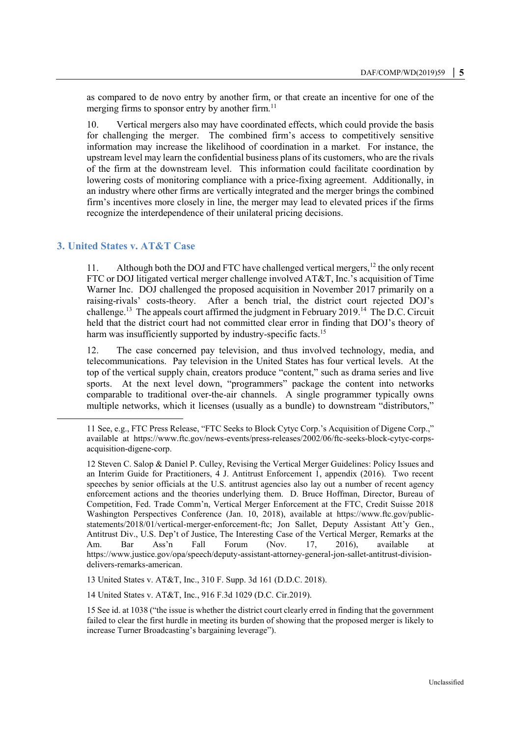as compared to de novo entry by another firm, or that create an incentive for one of the merging firms to sponsor entry by another firm.[11]

10. Vertical mergers also may have coordinated effects, which could provide the basis for challenging the merger. The combined firm's access to competitively sensitive information may increase the likelihood of coordination in a market. For instance, the upstream level may learn the confidential business plans of its customers, who are the rivals of the firm at the downstream level. This information could facilitate coordination by lowering costs of monitoring compliance with a price-fixing agreement. Additionally, in an industry where other firms are vertically integrated and the merger brings the combined firm's incentives more closely in line, the merger may lead to elevated prices if the firms recognize the interdependence of their unilateral pricing decisions.

## 3. United States v. AT&T Case

11. Although both the DOJ and FTC have challenged vertical mergers,[12] the only recent FTC or DOJ litigated vertical merger challenge involved AT&T, Inc.'s acquisition of Time Warner Inc. DOJ challenged the proposed acquisition in November 2017 primarily on a raising-rivals' costs-theory. After a bench trial, the district court rejected DOJ's challenge.[13] The appeals court affirmed the judgment in February 2019.[14] The D.C. Circuit held that the district court had not committed clear error in finding that DOJ's theory of harm was insufficiently supported by industry-specific facts.[15]

12. The case concerned pay television, and thus involved technology, media, and telecommunications. Pay television in the United States has four vertical levels. At the top of the vertical supply chain, creators produce "content," such as drama series and live sports. At the next level down, "programmers" package the content into networks comparable to traditional over-the-air channels. A single programmer typically owns multiple networks, which it licenses (usually as a bundle) to downstream "distributors,"

---

11 See, e.g., FTC Press Release, "FTC Seeks to Block Cytyc Corp.'s Acquisition of Digene Corp.," available at https://www.ftc.gov/news-events/press-releases/2002/06/ftc-seeks-block-cytyc-corps-acquisition-digene-corp.

12 Steven C. Salop & Daniel P. Culley, Revising the Vertical Merger Guidelines: Policy Issues and an Interim Guide for Practitioners, 4 J. Antitrust Enforcement 1, appendix (2016). Two recent speeches by senior officials at the U.S. antitrust agencies also lay out a number of recent agency enforcement actions and the theories underlying them. D. Bruce Hoffman, Director, Bureau of Competition, Fed. Trade Comm'n, Vertical Merger Enforcement at the FTC, Credit Suisse 2018 Washington Perspectives Conference (Jan. 10, 2018), available at https://www.ftc.gov/public-statements/2018/01/vertical-merger-enforcement-ftc; Jon Sallet, Deputy Assistant Att'y Gen., Antitrust Div., U.S. Dep't of Justice, The Interesting Case of the Vertical Merger, Remarks at the Am. Bar Ass'n Fall Forum (Nov. 17, 2016), available at https://www.justice.gov/opa/speech/deputy-assistant-attorney-general-jon-sallet-antitrust-division-delivers-remarks-american.

13 United States v. AT&T, Inc., 310 F. Supp. 3d 161 (D.D.C. 2018).

14 United States v. AT&T, Inc., 916 F.3d 1029 (D.C. Cir.2019).

15 See id. at 1038 ("the issue is whether the district court clearly erred in finding that the government failed to clear the first hurdle in meeting its burden of showing that the proposed merger is likely to increase Turner Broadcasting's bargaining leverage").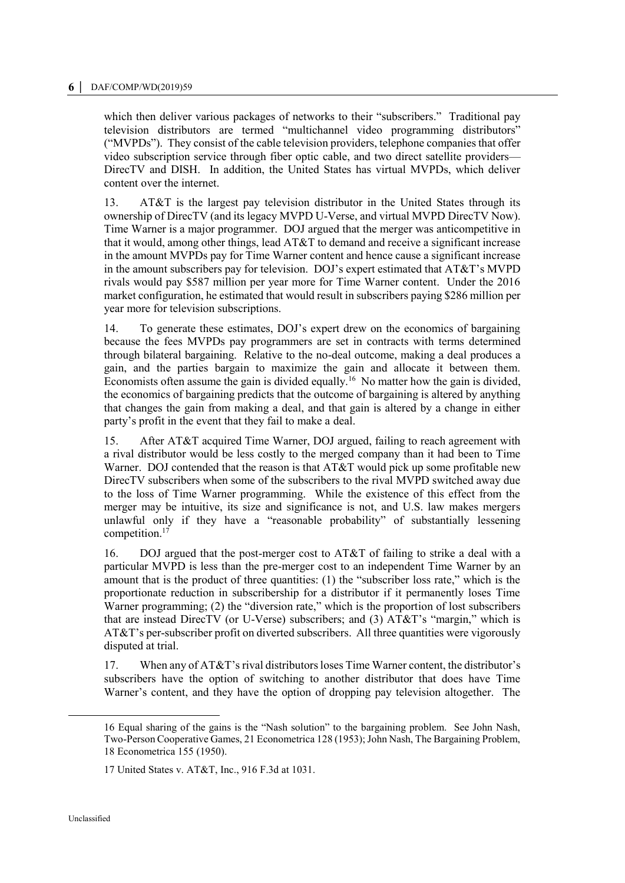which then deliver various packages of networks to their "subscribers." Traditional pay television distributors are termed "multichannel video programming distributors" ("MVPDs"). They consist of the cable television providers, telephone companies that offer video subscription service through fiber optic cable, and two direct satellite providers—DirecTV and DISH. In addition, the United States has virtual MVPDs, which deliver content over the internet.

13. AT&T is the largest pay television distributor in the United States through its ownership of DirecTV (and its legacy MVPD U-Verse, and virtual MVPD DirecTV Now). Time Warner is a major programmer. DOJ argued that the merger was anticompetitive in that it would, among other things, lead AT&T to demand and receive a significant increase in the amount MVPDs pay for Time Warner content and hence cause a significant increase in the amount subscribers pay for television. DOJ's expert estimated that AT&T's MVPD rivals would pay $587 million per year more for Time Warner content. Under the 2016 market configuration, he estimated that would result in subscribers paying $286 million per year more for television subscriptions.

14. To generate these estimates, DOJ's expert drew on the economics of bargaining because the fees MVPDs pay programmers are set in contracts with terms determined through bilateral bargaining. Relative to the no-deal outcome, making a deal produces a gain, and the parties bargain to maximize the gain and allocate it between them. Economists often assume the gain is divided equally.[16] No matter how the gain is divided, the economics of bargaining predicts that the outcome of bargaining is altered by anything that changes the gain from making a deal, and that gain is altered by a change in either party's profit in the event that they fail to make a deal.

15. After AT&T acquired Time Warner, DOJ argued, failing to reach agreement with a rival distributor would be less costly to the merged company than it had been to Time Warner. DOJ contended that the reason is that AT&T would pick up some profitable new DirecTV subscribers when some of the subscribers to the rival MVPD switched away due to the loss of Time Warner programming. While the existence of this effect from the merger may be intuitive, its size and significance is not, and U.S. law makes mergers unlawful only if they have a "reasonable probability" of substantially lessening competition.[17]

16. DOJ argued that the post-merger cost to AT&T of failing to strike a deal with a particular MVPD is less than the pre-merger cost to an independent Time Warner by an amount that is the product of three quantities: (1) the "subscriber loss rate," which is the proportionate reduction in subscribership for a distributor if it permanently loses Time Warner programming; (2) the "diversion rate," which is the proportion of lost subscribers that are instead DirecTV (or U-Verse) subscribers; and (3) AT&T's "margin," which is AT&T's per-subscriber profit on diverted subscribers. All three quantities were vigorously disputed at trial.

17. When any of AT&T's rival distributors loses Time Warner content, the distributor's subscribers have the option of switching to another distributor that does have Time Warner's content, and they have the option of dropping pay television altogether. The

16 Equal sharing of the gains is the "Nash solution" to the bargaining problem. See John Nash, Two-Person Cooperative Games, 21 Econometrica 128 (1953); John Nash, The Bargaining Problem, 18 Econometrica 155 (1950).

17 United States v. AT&T, Inc., 916 F.3d at 1031.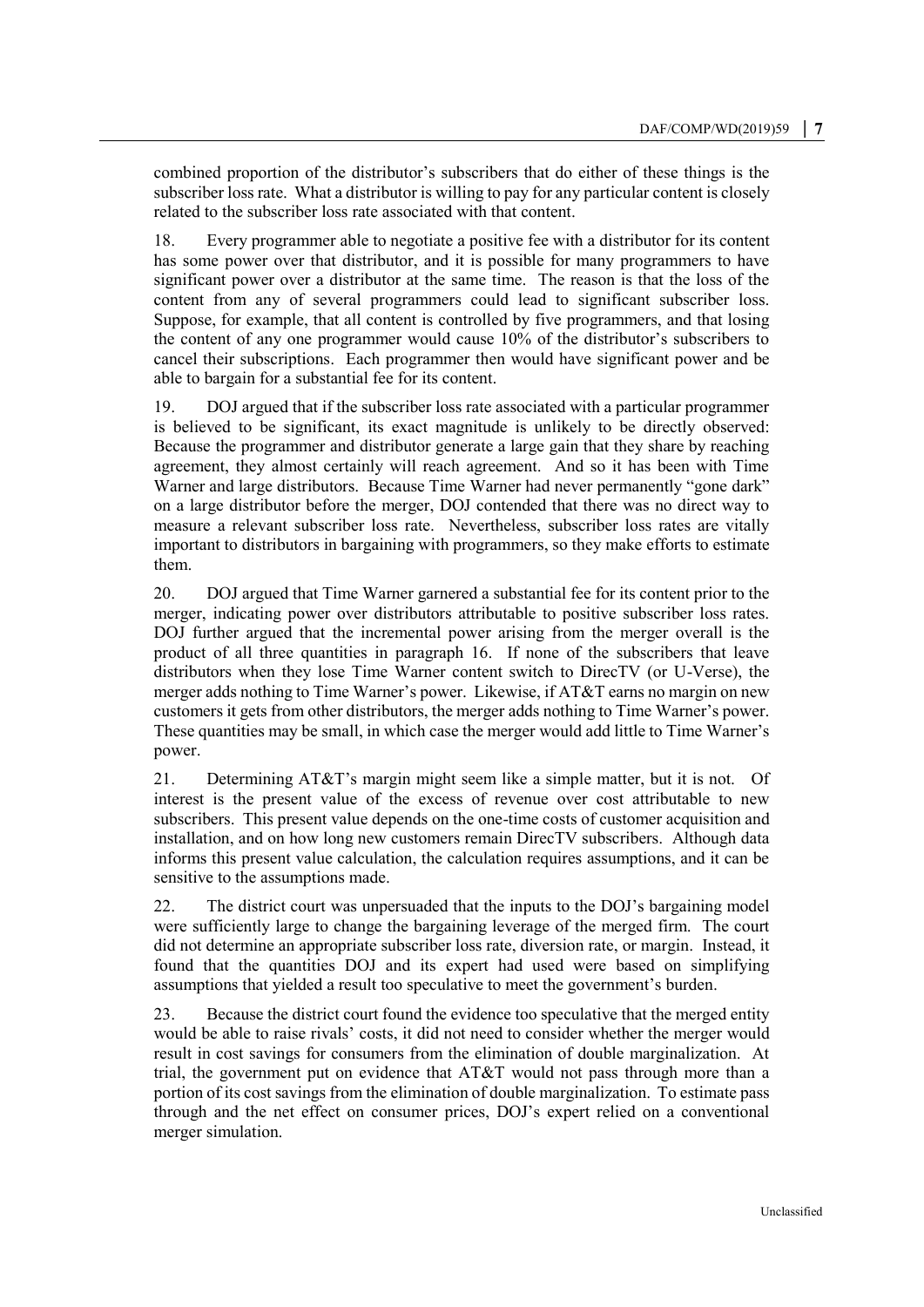combined proportion of the distributor's subscribers that do either of these things is the subscriber loss rate. What a distributor is willing to pay for any particular content is closely related to the subscriber loss rate associated with that content.

18. Every programmer able to negotiate a positive fee with a distributor for its content has some power over that distributor, and it is possible for many programmers to have significant power over a distributor at the same time. The reason is that the loss of the content from any of several programmers could lead to significant subscriber loss. Suppose, for example, that all content is controlled by five programmers, and that losing the content of any one programmer would cause 10% of the distributor's subscribers to cancel their subscriptions. Each programmer then would have significant power and be able to bargain for a substantial fee for its content.

19. DOJ argued that if the subscriber loss rate associated with a particular programmer is believed to be significant, its exact magnitude is unlikely to be directly observed: Because the programmer and distributor generate a large gain that they share by reaching agreement, they almost certainly will reach agreement. And so it has been with Time Warner and large distributors. Because Time Warner had never permanently "gone dark" on a large distributor before the merger, DOJ contended that there was no direct way to measure a relevant subscriber loss rate. Nevertheless, subscriber loss rates are vitally important to distributors in bargaining with programmers, so they make efforts to estimate them.

20. DOJ argued that Time Warner garnered a substantial fee for its content prior to the merger, indicating power over distributors attributable to positive subscriber loss rates. DOJ further argued that the incremental power arising from the merger overall is the product of all three quantities in paragraph 16. If none of the subscribers that leave distributors when they lose Time Warner content switch to DirecTV (or U-Verse), the merger adds nothing to Time Warner's power. Likewise, if AT&T earns no margin on new customers it gets from other distributors, the merger adds nothing to Time Warner's power. These quantities may be small, in which case the merger would add little to Time Warner's power.

21. Determining AT&T's margin might seem like a simple matter, but it is not. Of interest is the present value of the excess of revenue over cost attributable to new subscribers. This present value depends on the one-time costs of customer acquisition and installation, and on how long new customers remain DirecTV subscribers. Although data informs this present value calculation, the calculation requires assumptions, and it can be sensitive to the assumptions made.

22. The district court was unpersuaded that the inputs to the DOJ's bargaining model were sufficiently large to change the bargaining leverage of the merged firm. The court did not determine an appropriate subscriber loss rate, diversion rate, or margin. Instead, it found that the quantities DOJ and its expert had used were based on simplifying assumptions that yielded a result too speculative to meet the government's burden.

23. Because the district court found the evidence too speculative that the merged entity would be able to raise rivals' costs, it did not need to consider whether the merger would result in cost savings for consumers from the elimination of double marginalization. At trial, the government put on evidence that AT&T would not pass through more than a portion of its cost savings from the elimination of double marginalization. To estimate pass through and the net effect on consumer prices, DOJ's expert relied on a conventional merger simulation.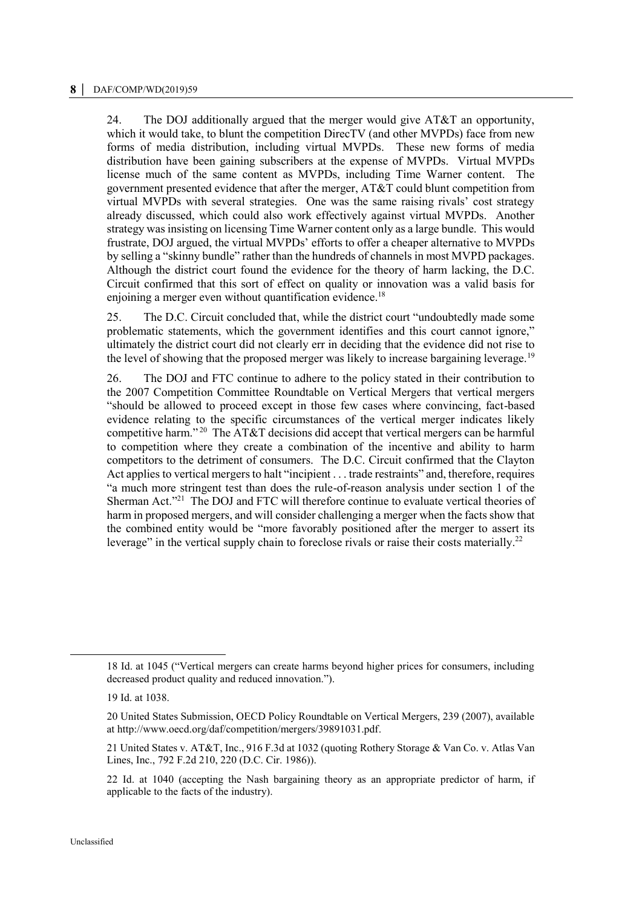24. The DOJ additionally argued that the merger would give AT&T an opportunity, which it would take, to blunt the competition DirecTV (and other MVPDs) face from new forms of media distribution, including virtual MVPDs. These new forms of media distribution have been gaining subscribers at the expense of MVPDs. Virtual MVPDs license much of the same content as MVPDs, including Time Warner content. The government presented evidence that after the merger, AT&T could blunt competition from virtual MVPDs with several strategies. One was the same raising rivals' cost strategy already discussed, which could also work effectively against virtual MVPDs. Another strategy was insisting on licensing Time Warner content only as a large bundle. This would frustrate, DOJ argued, the virtual MVPDs' efforts to offer a cheaper alternative to MVPDs by selling a "skinny bundle" rather than the hundreds of channels in most MVPD packages. Although the district court found the evidence for the theory of harm lacking, the D.C. Circuit confirmed that this sort of effect on quality or innovation was a valid basis for enjoining a merger even without quantification evidence.[18]

25. The D.C. Circuit concluded that, while the district court "undoubtedly made some problematic statements, which the government identifies and this court cannot ignore," ultimately the district court did not clearly err in deciding that the evidence did not rise to the level of showing that the proposed merger was likely to increase bargaining leverage.[19]

26. The DOJ and FTC continue to adhere to the policy stated in their contribution to the 2007 Competition Committee Roundtable on Vertical Mergers that vertical mergers "should be allowed to proceed except in those few cases where convincing, fact-based evidence relating to the specific circumstances of the vertical merger indicates likely competitive harm."[20] The AT&T decisions did accept that vertical mergers can be harmful to competition where they create a combination of the incentive and ability to harm competitors to the detriment of consumers. The D.C. Circuit confirmed that the Clayton Act applies to vertical mergers to halt "incipient . . . trade restraints" and, therefore, requires "a much more stringent test than does the rule-of-reason analysis under section 1 of the Sherman Act."[21] The DOJ and FTC will therefore continue to evaluate vertical theories of harm in proposed mergers, and will consider challenging a merger when the facts show that the combined entity would be "more favorably positioned after the merger to assert its leverage" in the vertical supply chain to foreclose rivals or raise their costs materially.[22]

18 Id. at 1045 ("Vertical mergers can create harms beyond higher prices for consumers, including decreased product quality and reduced innovation.").

19 Id. at 1038.

20 United States Submission, OECD Policy Roundtable on Vertical Mergers, 239 (2007), available at http://www.oecd.org/daf/competition/mergers/39891031.pdf.

21 United States v. AT&T, Inc., 916 F.3d at 1032 (quoting Rothery Storage & Van Co. v. Atlas Van Lines, Inc., 792 F.2d 210, 220 (D.C. Cir. 1986)).

22 Id. at 1040 (accepting the Nash bargaining theory as an appropriate predictor of harm, if applicable to the facts of the industry).